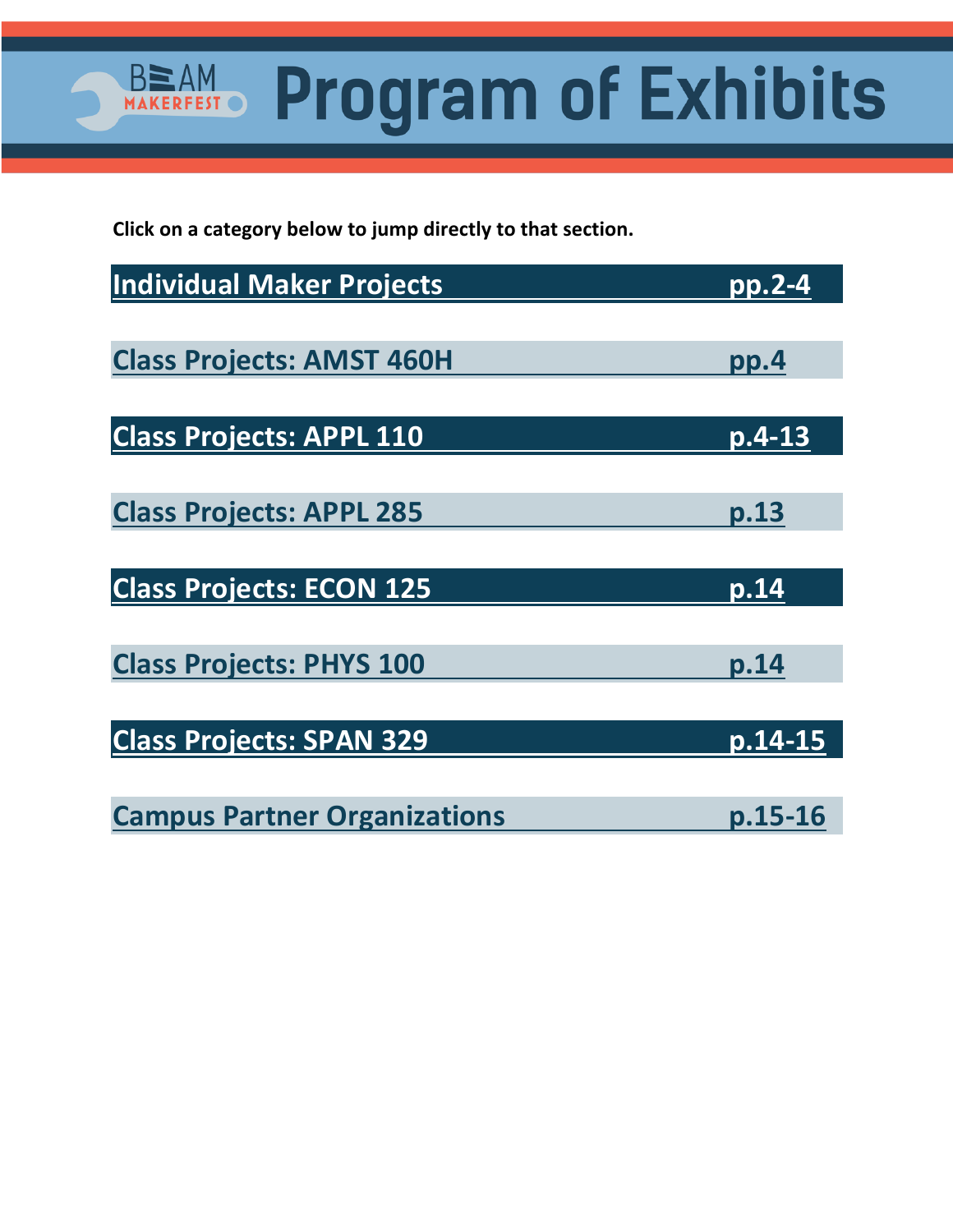# BEAM MAKERFEST Program of Exhibits

**Click on a category below to jump directly to that section.**

| Section | Pages |
| --- | --- |
| Individual Maker Projects | pp.2-4 |
| Class Projects: AMST 460H | pp.4 |
| Class Projects: APPL 110 | p.4-13 |
| Class Projects: APPL 285 | p.13 |
| Class Projects: ECON 125 | p.14 |
| Class Projects: PHYS 100 | p.14 |
| Class Projects: SPAN 329 | p.14-15 |
| Campus Partner Organizations | p.15-16 |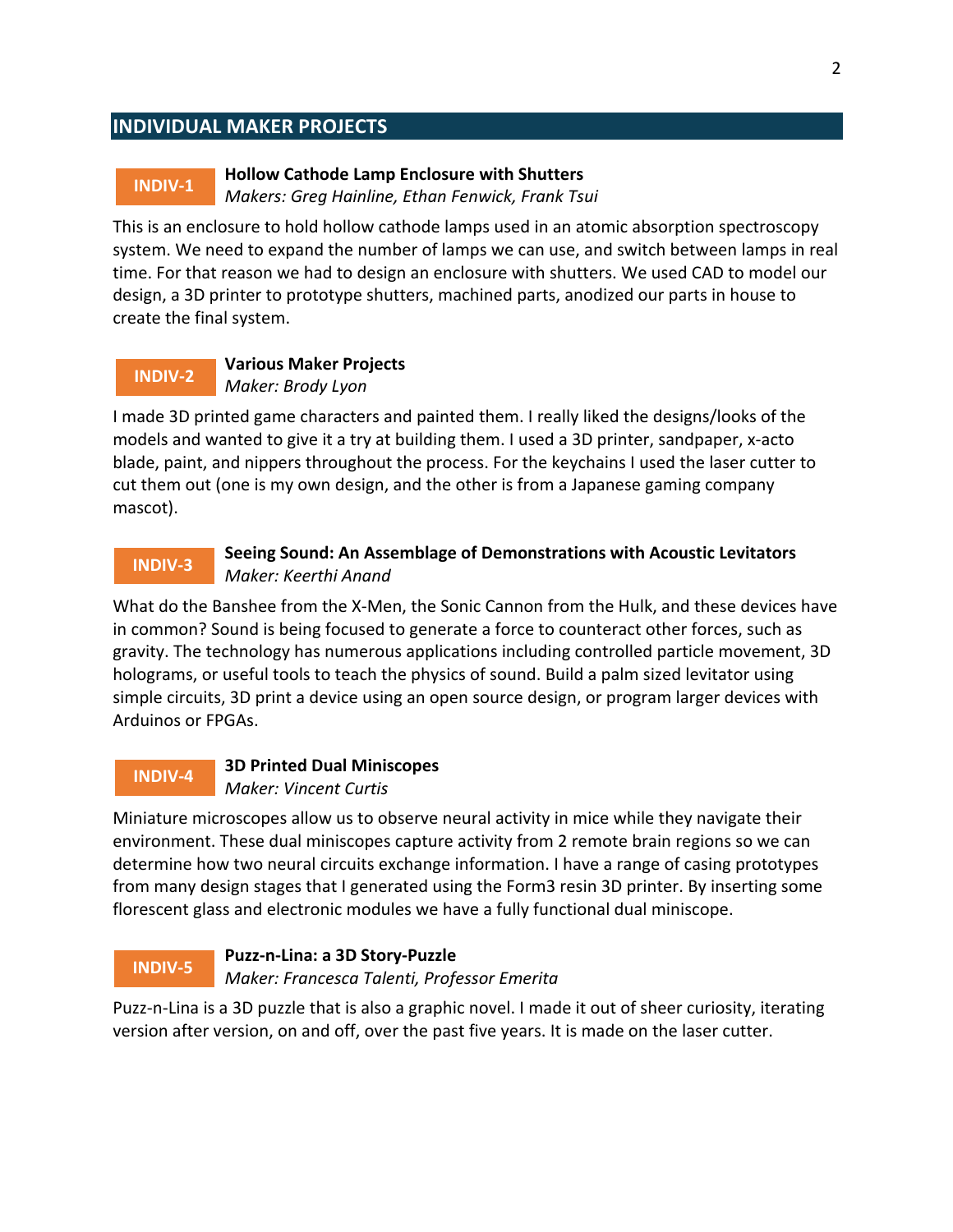## INDIVIDUAL MAKER PROJECTS

### INDIV-1 Hollow Cathode Lamp Enclosure with Shutters

*Makers: Greg Hainline, Ethan Fenwick, Frank Tsui*

This is an enclosure to hold hollow cathode lamps used in an atomic absorption spectroscopy system. We need to expand the number of lamps we can use, and switch between lamps in real time. For that reason we had to design an enclosure with shutters. We used CAD to model our design, a 3D printer to prototype shutters, machined parts, anodized our parts in house to create the final system.

### INDIV-2 Various Maker Projects

*Maker: Brody Lyon*

I made 3D printed game characters and painted them. I really liked the designs/looks of the models and wanted to give it a try at building them. I used a 3D printer, sandpaper, x-acto blade, paint, and nippers throughout the process. For the keychains I used the laser cutter to cut them out (one is my own design, and the other is from a Japanese gaming company mascot).

### INDIV-3 Seeing Sound: An Assemblage of Demonstrations with Acoustic Levitators

*Maker: Keerthi Anand*

What do the Banshee from the X-Men, the Sonic Cannon from the Hulk, and these devices have in common? Sound is being focused to generate a force to counteract other forces, such as gravity. The technology has numerous applications including controlled particle movement, 3D holograms, or useful tools to teach the physics of sound. Build a palm sized levitator using simple circuits, 3D print a device using an open source design, or program larger devices with Arduinos or FPGAs.

### INDIV-4 3D Printed Dual Miniscopes

*Maker: Vincent Curtis*

Miniature microscopes allow us to observe neural activity in mice while they navigate their environment. These dual miniscopes capture activity from 2 remote brain regions so we can determine how two neural circuits exchange information. I have a range of casing prototypes from many design stages that I generated using the Form3 resin 3D printer. By inserting some florescent glass and electronic modules we have a fully functional dual miniscope.

### INDIV-5 Puzz-n-Lina: a 3D Story-Puzzle

*Maker: Francesca Talenti, Professor Emerita*

Puzz-n-Lina is a 3D puzzle that is also a graphic novel. I made it out of sheer curiosity, iterating version after version, on and off, over the past five years. It is made on the laser cutter.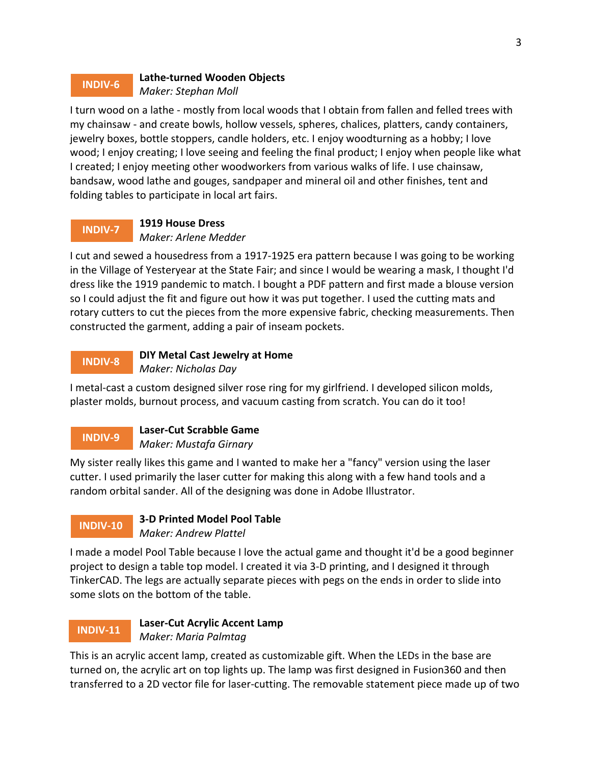**INDIV-6** **Lathe-turned Wooden Objects**
*Maker: Stephan Moll*

I turn wood on a lathe - mostly from local woods that I obtain from fallen and felled trees with my chainsaw - and create bowls, hollow vessels, spheres, chalices, platters, candy containers, jewelry boxes, bottle stoppers, candle holders, etc. I enjoy woodturning as a hobby; I love wood; I enjoy creating; I love seeing and feeling the final product; I enjoy when people like what I created; I enjoy meeting other woodworkers from various walks of life. I use chainsaw, bandsaw, wood lathe and gouges, sandpaper and mineral oil and other finishes, tent and folding tables to participate in local art fairs.

**INDIV-7** **1919 House Dress**
*Maker: Arlene Medder*

I cut and sewed a housedress from a 1917-1925 era pattern because I was going to be working in the Village of Yesteryear at the State Fair; and since I would be wearing a mask, I thought I'd dress like the 1919 pandemic to match. I bought a PDF pattern and first made a blouse version so I could adjust the fit and figure out how it was put together. I used the cutting mats and rotary cutters to cut the pieces from the more expensive fabric, checking measurements. Then constructed the garment, adding a pair of inseam pockets.

**INDIV-8** **DIY Metal Cast Jewelry at Home**
*Maker: Nicholas Day*

I metal-cast a custom designed silver rose ring for my girlfriend. I developed silicon molds, plaster molds, burnout process, and vacuum casting from scratch. You can do it too!

**INDIV-9** **Laser-Cut Scrabble Game**
*Maker: Mustafa Girnary*

My sister really likes this game and I wanted to make her a "fancy" version using the laser cutter. I used primarily the laser cutter for making this along with a few hand tools and a random orbital sander. All of the designing was done in Adobe Illustrator.

**INDIV-10** **3-D Printed Model Pool Table**
*Maker: Andrew Plattel*

I made a model Pool Table because I love the actual game and thought it'd be a good beginner project to design a table top model. I created it via 3-D printing, and I designed it through TinkerCAD. The legs are actually separate pieces with pegs on the ends in order to slide into some slots on the bottom of the table.

**INDIV-11** **Laser-Cut Acrylic Accent Lamp**
*Maker: Maria Palmtag*

This is an acrylic accent lamp, created as customizable gift. When the LEDs in the base are turned on, the acrylic art on top lights up. The lamp was first designed in Fusion360 and then transferred to a 2D vector file for laser-cutting. The removable statement piece made up of two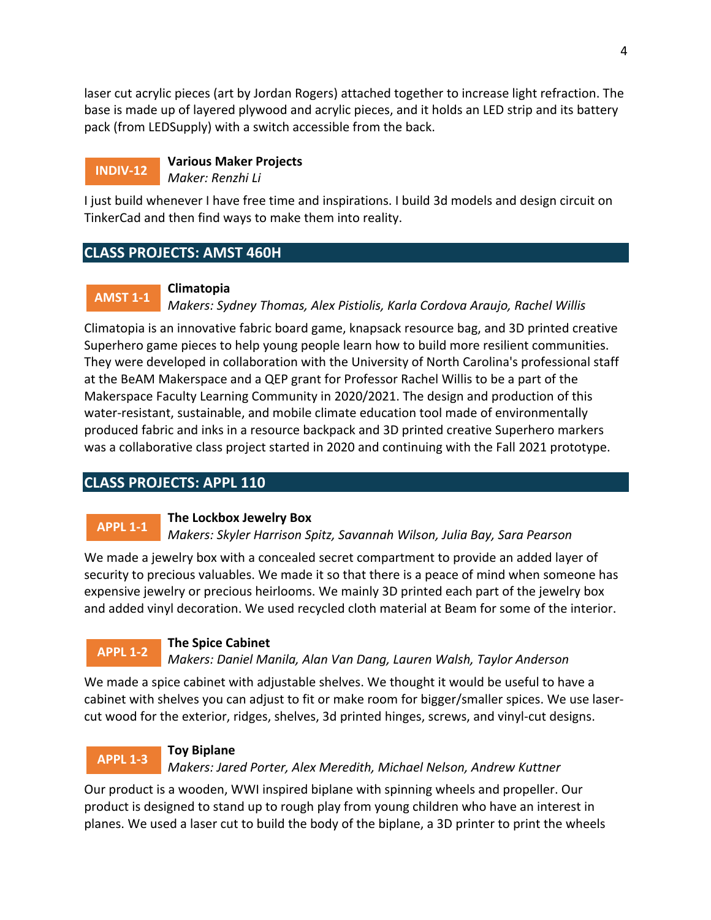laser cut acrylic pieces (art by Jordan Rogers) attached together to increase light refraction. The base is made up of layered plywood and acrylic pieces, and it holds an LED strip and its battery pack (from LEDSupply) with a switch accessible from the back.

**INDIV-12** **Various Maker Projects**
*Maker: Renzhi Li*

I just build whenever I have free time and inspirations. I build 3d models and design circuit on TinkerCad and then find ways to make them into reality.

## CLASS PROJECTS: AMST 460H

**AMST 1-1** **Climatopia**
*Makers: Sydney Thomas, Alex Pistiolis, Karla Cordova Araujo, Rachel Willis*

Climatopia is an innovative fabric board game, knapsack resource bag, and 3D printed creative Superhero game pieces to help young people learn how to build more resilient communities. They were developed in collaboration with the University of North Carolina's professional staff at the BeAM Makerspace and a QEP grant for Professor Rachel Willis to be a part of the Makerspace Faculty Learning Community in 2020/2021. The design and production of this water-resistant, sustainable, and mobile climate education tool made of environmentally produced fabric and inks in a resource backpack and 3D printed creative Superhero markers was a collaborative class project started in 2020 and continuing with the Fall 2021 prototype.

## CLASS PROJECTS: APPL 110

**APPL 1-1** **The Lockbox Jewelry Box**
*Makers: Skyler Harrison Spitz, Savannah Wilson, Julia Bay, Sara Pearson*

We made a jewelry box with a concealed secret compartment to provide an added layer of security to precious valuables. We made it so that there is a peace of mind when someone has expensive jewelry or precious heirlooms. We mainly 3D printed each part of the jewelry box and added vinyl decoration. We used recycled cloth material at Beam for some of the interior.

**APPL 1-2** **The Spice Cabinet**
*Makers: Daniel Manila, Alan Van Dang, Lauren Walsh, Taylor Anderson*

We made a spice cabinet with adjustable shelves. We thought it would be useful to have a cabinet with shelves you can adjust to fit or make room for bigger/smaller spices. We use laser-cut wood for the exterior, ridges, shelves, 3d printed hinges, screws, and vinyl-cut designs.

**APPL 1-3** **Toy Biplane**
*Makers: Jared Porter, Alex Meredith, Michael Nelson, Andrew Kuttner*

Our product is a wooden, WWI inspired biplane with spinning wheels and propeller. Our product is designed to stand up to rough play from young children who have an interest in planes. We used a laser cut to build the body of the biplane, a 3D printer to print the wheels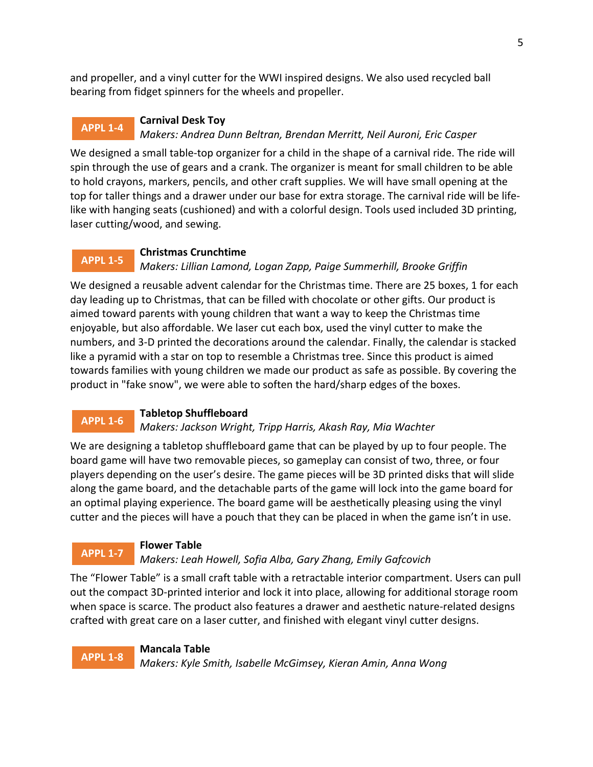and propeller, and a vinyl cutter for the WWI inspired designs. We also used recycled ball bearing from fidget spinners for the wheels and propeller.

**APPL 1-4** **Carnival Desk Toy**
*Makers: Andrea Dunn Beltran, Brendan Merritt, Neil Auroni, Eric Casper*

We designed a small table-top organizer for a child in the shape of a carnival ride. The ride will spin through the use of gears and a crank. The organizer is meant for small children to be able to hold crayons, markers, pencils, and other craft supplies. We will have small opening at the top for taller things and a drawer under our base for extra storage. The carnival ride will be life-like with hanging seats (cushioned) and with a colorful design. Tools used included 3D printing, laser cutting/wood, and sewing.

**APPL 1-5** **Christmas Crunchtime**
*Makers: Lillian Lamond, Logan Zapp, Paige Summerhill, Brooke Griffin*

We designed a reusable advent calendar for the Christmas time. There are 25 boxes, 1 for each day leading up to Christmas, that can be filled with chocolate or other gifts. Our product is aimed toward parents with young children that want a way to keep the Christmas time enjoyable, but also affordable. We laser cut each box, used the vinyl cutter to make the numbers, and 3-D printed the decorations around the calendar. Finally, the calendar is stacked like a pyramid with a star on top to resemble a Christmas tree. Since this product is aimed towards families with young children we made our product as safe as possible. By covering the product in "fake snow", we were able to soften the hard/sharp edges of the boxes.

**APPL 1-6** **Tabletop Shuffleboard**
*Makers: Jackson Wright, Tripp Harris, Akash Ray, Mia Wachter*

We are designing a tabletop shuffleboard game that can be played by up to four people. The board game will have two removable pieces, so gameplay can consist of two, three, or four players depending on the user's desire. The game pieces will be 3D printed disks that will slide along the game board, and the detachable parts of the game will lock into the game board for an optimal playing experience. The board game will be aesthetically pleasing using the vinyl cutter and the pieces will have a pouch that they can be placed in when the game isn't in use.

**APPL 1-7** **Flower Table**
*Makers: Leah Howell, Sofia Alba, Gary Zhang, Emily Gafcovich*

The "Flower Table" is a small craft table with a retractable interior compartment. Users can pull out the compact 3D-printed interior and lock it into place, allowing for additional storage room when space is scarce. The product also features a drawer and aesthetic nature-related designs crafted with great care on a laser cutter, and finished with elegant vinyl cutter designs.

**APPL 1-8** **Mancala Table**
*Makers: Kyle Smith, Isabelle McGimsey, Kieran Amin, Anna Wong*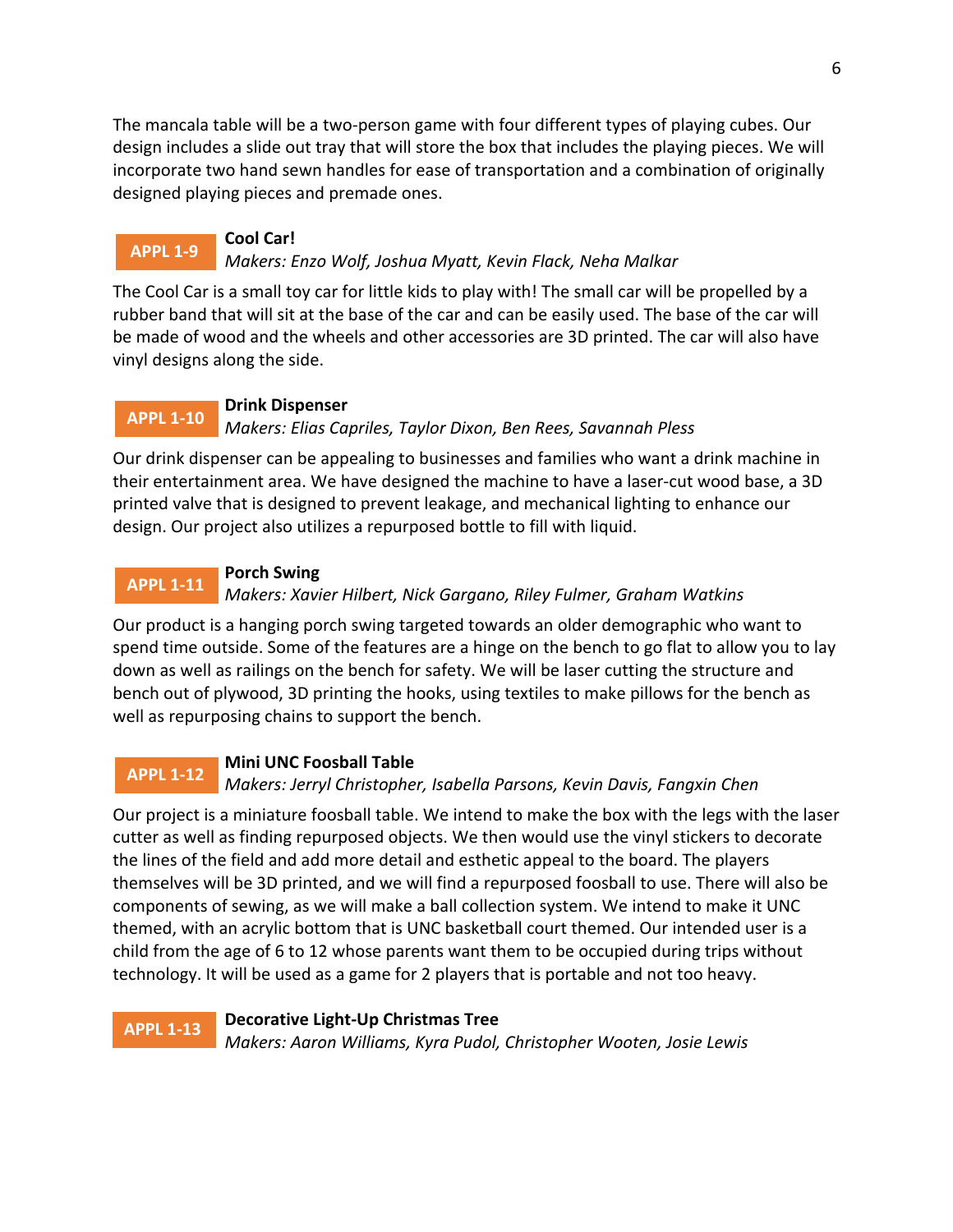The mancala table will be a two-person game with four different types of playing cubes. Our design includes a slide out tray that will store the box that includes the playing pieces. We will incorporate two hand sewn handles for ease of transportation and a combination of originally designed playing pieces and premade ones.

**APPL 1-9** **Cool Car!**
*Makers: Enzo Wolf, Joshua Myatt, Kevin Flack, Neha Malkar*

The Cool Car is a small toy car for little kids to play with! The small car will be propelled by a rubber band that will sit at the base of the car and can be easily used. The base of the car will be made of wood and the wheels and other accessories are 3D printed. The car will also have vinyl designs along the side.

**APPL 1-10** **Drink Dispenser**
*Makers: Elias Capriles, Taylor Dixon, Ben Rees, Savannah Pless*

Our drink dispenser can be appealing to businesses and families who want a drink machine in their entertainment area. We have designed the machine to have a laser-cut wood base, a 3D printed valve that is designed to prevent leakage, and mechanical lighting to enhance our design. Our project also utilizes a repurposed bottle to fill with liquid.

**APPL 1-11** **Porch Swing**
*Makers: Xavier Hilbert, Nick Gargano, Riley Fulmer, Graham Watkins*

Our product is a hanging porch swing targeted towards an older demographic who want to spend time outside. Some of the features are a hinge on the bench to go flat to allow you to lay down as well as railings on the bench for safety. We will be laser cutting the structure and bench out of plywood, 3D printing the hooks, using textiles to make pillows for the bench as well as repurposing chains to support the bench.

**APPL 1-12** **Mini UNC Foosball Table**
*Makers: Jerryl Christopher, Isabella Parsons, Kevin Davis, Fangxin Chen*

Our project is a miniature foosball table. We intend to make the box with the legs with the laser cutter as well as finding repurposed objects. We then would use the vinyl stickers to decorate the lines of the field and add more detail and esthetic appeal to the board. The players themselves will be 3D printed, and we will find a repurposed foosball to use. There will also be components of sewing, as we will make a ball collection system. We intend to make it UNC themed, with an acrylic bottom that is UNC basketball court themed. Our intended user is a child from the age of 6 to 12 whose parents want them to be occupied during trips without technology. It will be used as a game for 2 players that is portable and not too heavy.

**APPL 1-13** **Decorative Light-Up Christmas Tree**
*Makers: Aaron Williams, Kyra Pudol, Christopher Wooten, Josie Lewis*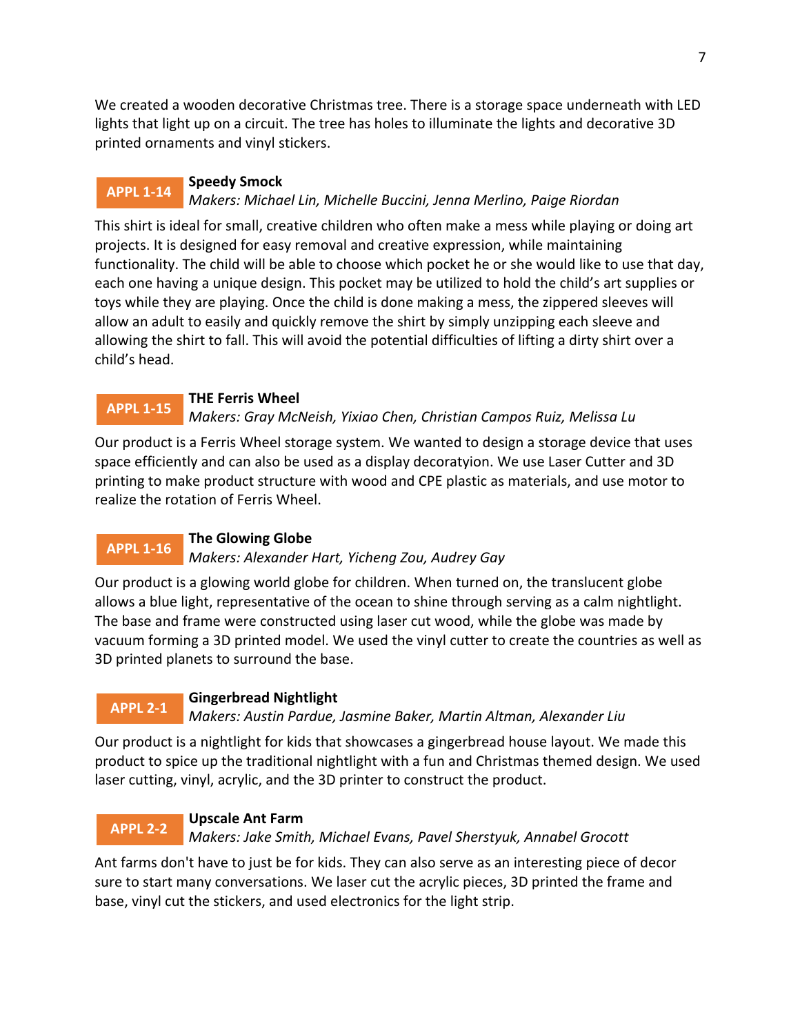We created a wooden decorative Christmas tree. There is a storage space underneath with LED lights that light up on a circuit. The tree has holes to illuminate the lights and decorative 3D printed ornaments and vinyl stickers.

**APPL 1-14** **Speedy Smock**
*Makers: Michael Lin, Michelle Buccini, Jenna Merlino, Paige Riordan*

This shirt is ideal for small, creative children who often make a mess while playing or doing art projects. It is designed for easy removal and creative expression, while maintaining functionality. The child will be able to choose which pocket he or she would like to use that day, each one having a unique design. This pocket may be utilized to hold the child's art supplies or toys while they are playing. Once the child is done making a mess, the zippered sleeves will allow an adult to easily and quickly remove the shirt by simply unzipping each sleeve and allowing the shirt to fall. This will avoid the potential difficulties of lifting a dirty shirt over a child's head.

**APPL 1-15** **THE Ferris Wheel**
*Makers: Gray McNeish, Yixiao Chen, Christian Campos Ruiz, Melissa Lu*

Our product is a Ferris Wheel storage system. We wanted to design a storage device that uses space efficiently and can also be used as a display decoratyion. We use Laser Cutter and 3D printing to make product structure with wood and CPE plastic as materials, and use motor to realize the rotation of Ferris Wheel.

**APPL 1-16** **The Glowing Globe**
*Makers: Alexander Hart, Yicheng Zou, Audrey Gay*

Our product is a glowing world globe for children. When turned on, the translucent globe allows a blue light, representative of the ocean to shine through serving as a calm nightlight. The base and frame were constructed using laser cut wood, while the globe was made by vacuum forming a 3D printed model. We used the vinyl cutter to create the countries as well as 3D printed planets to surround the base.

**APPL 2-1** **Gingerbread Nightlight**
*Makers: Austin Pardue, Jasmine Baker, Martin Altman, Alexander Liu*

Our product is a nightlight for kids that showcases a gingerbread house layout. We made this product to spice up the traditional nightlight with a fun and Christmas themed design. We used laser cutting, vinyl, acrylic, and the 3D printer to construct the product.

**APPL 2-2** **Upscale Ant Farm**
*Makers: Jake Smith, Michael Evans, Pavel Sherstyuk, Annabel Grocott*

Ant farms don't have to just be for kids. They can also serve as an interesting piece of decor sure to start many conversations. We laser cut the acrylic pieces, 3D printed the frame and base, vinyl cut the stickers, and used electronics for the light strip.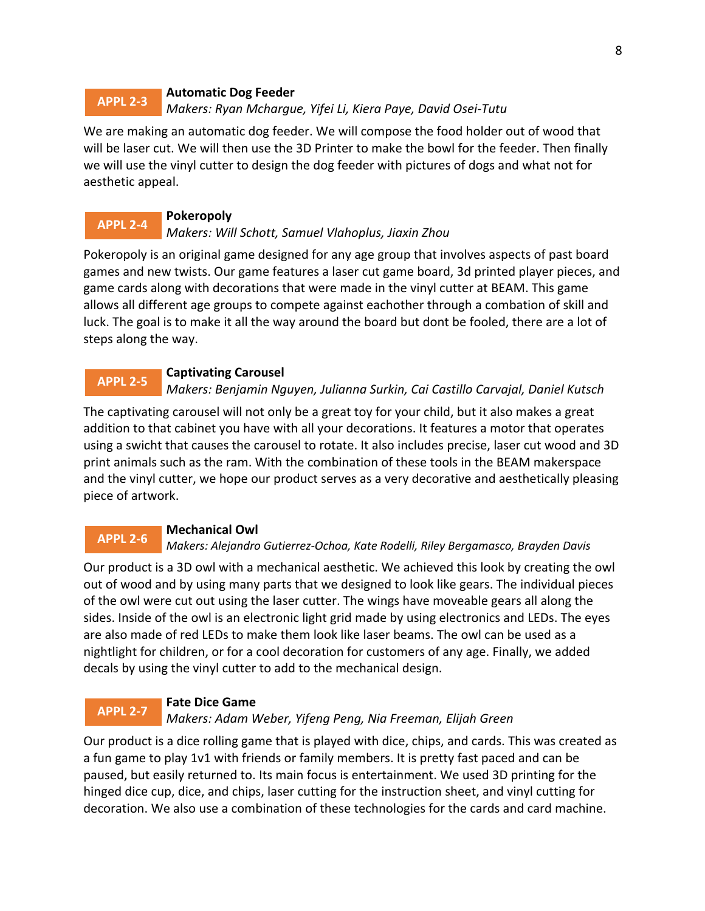### APPL 2-3 Automatic Dog Feeder

*Makers: Ryan Mchargue, Yifei Li, Kiera Paye, David Osei-Tutu*

We are making an automatic dog feeder. We will compose the food holder out of wood that will be laser cut. We will then use the 3D Printer to make the bowl for the feeder. Then finally we will use the vinyl cutter to design the dog feeder with pictures of dogs and what not for aesthetic appeal.

### APPL 2-4 Pokeropoly

*Makers: Will Schott, Samuel Vlahoplus, Jiaxin Zhou*

Pokeropoly is an original game designed for any age group that involves aspects of past board games and new twists. Our game features a laser cut game board, 3d printed player pieces, and game cards along with decorations that were made in the vinyl cutter at BEAM. This game allows all different age groups to compete against eachother through a combation of skill and luck. The goal is to make it all the way around the board but dont be fooled, there are a lot of steps along the way.

### APPL 2-5 Captivating Carousel

*Makers: Benjamin Nguyen, Julianna Surkin, Cai Castillo Carvajal, Daniel Kutsch*

The captivating carousel will not only be a great toy for your child, but it also makes a great addition to that cabinet you have with all your decorations. It features a motor that operates using a swicht that causes the carousel to rotate. It also includes precise, laser cut wood and 3D print animals such as the ram. With the combination of these tools in the BEAM makerspace and the vinyl cutter, we hope our product serves as a very decorative and aesthetically pleasing piece of artwork.

### APPL 2-6 Mechanical Owl

*Makers: Alejandro Gutierrez-Ochoa, Kate Rodelli, Riley Bergamasco, Brayden Davis*

Our product is a 3D owl with a mechanical aesthetic. We achieved this look by creating the owl out of wood and by using many parts that we designed to look like gears. The individual pieces of the owl were cut out using the laser cutter. The wings have moveable gears all along the sides. Inside of the owl is an electronic light grid made by using electronics and LEDs. The eyes are also made of red LEDs to make them look like laser beams. The owl can be used as a nightlight for children, or for a cool decoration for customers of any age. Finally, we added decals by using the vinyl cutter to add to the mechanical design.

### APPL 2-7 Fate Dice Game

*Makers: Adam Weber, Yifeng Peng, Nia Freeman, Elijah Green*

Our product is a dice rolling game that is played with dice, chips, and cards. This was created as a fun game to play 1v1 with friends or family members. It is pretty fast paced and can be paused, but easily returned to. Its main focus is entertainment. We used 3D printing for the hinged dice cup, dice, and chips, laser cutting for the instruction sheet, and vinyl cutting for decoration. We also use a combination of these technologies for the cards and card machine.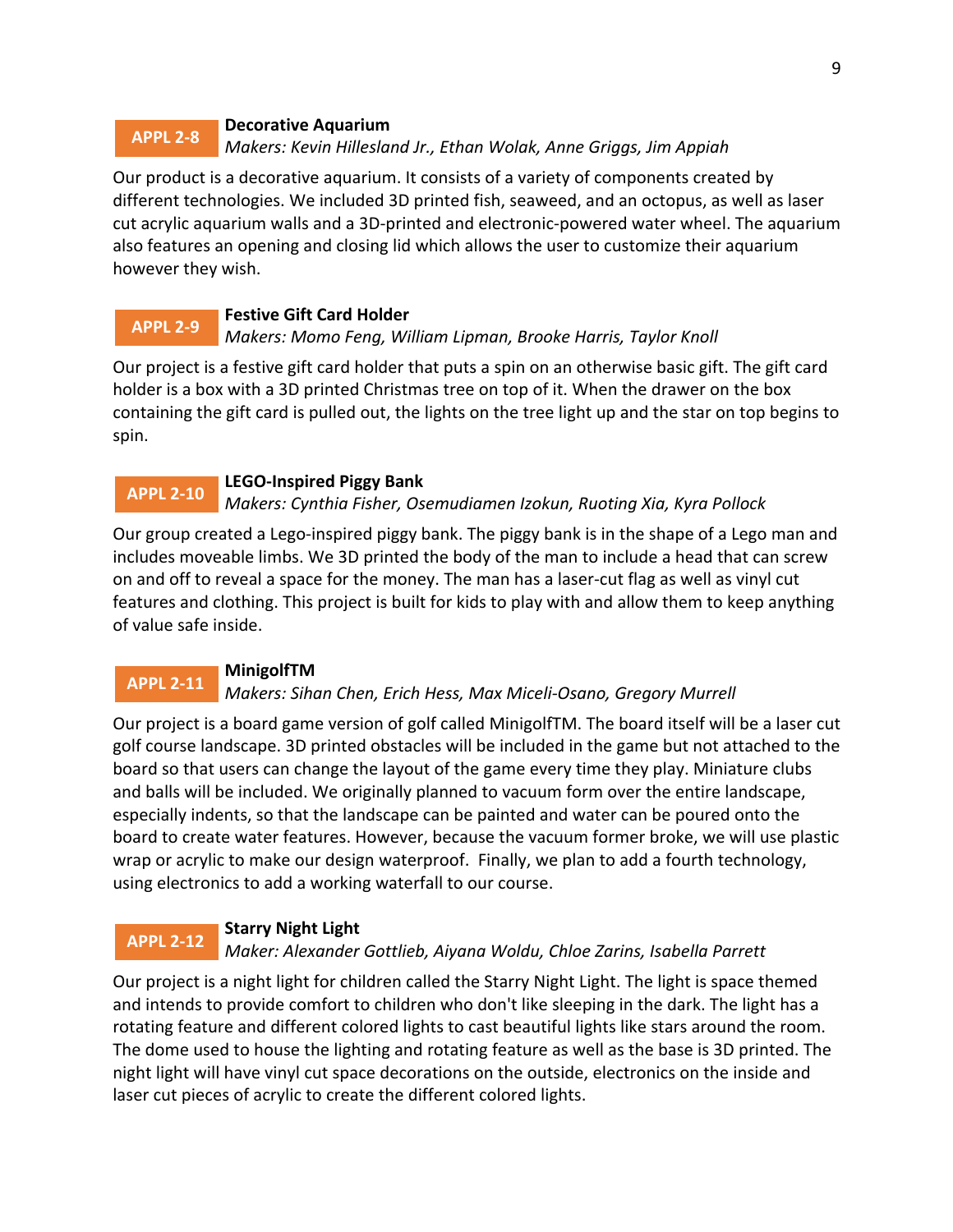**APPL 2-8**

**Decorative Aquarium**
*Makers: Kevin Hillesland Jr., Ethan Wolak, Anne Griggs, Jim Appiah*

Our product is a decorative aquarium. It consists of a variety of components created by different technologies. We included 3D printed fish, seaweed, and an octopus, as well as laser cut acrylic aquarium walls and a 3D-printed and electronic-powered water wheel. The aquarium also features an opening and closing lid which allows the user to customize their aquarium however they wish.

**APPL 2-9**

**Festive Gift Card Holder**
*Makers: Momo Feng, William Lipman, Brooke Harris, Taylor Knoll*

Our project is a festive gift card holder that puts a spin on an otherwise basic gift. The gift card holder is a box with a 3D printed Christmas tree on top of it. When the drawer on the box containing the gift card is pulled out, the lights on the tree light up and the star on top begins to spin.

**APPL 2-10**

**LEGO-Inspired Piggy Bank**
*Makers: Cynthia Fisher, Osemudiamen Izokun, Ruoting Xia, Kyra Pollock*

Our group created a Lego-inspired piggy bank. The piggy bank is in the shape of a Lego man and includes moveable limbs. We 3D printed the body of the man to include a head that can screw on and off to reveal a space for the money. The man has a laser-cut flag as well as vinyl cut features and clothing. This project is built for kids to play with and allow them to keep anything of value safe inside.

**APPL 2-11**

**MinigolfTM**
*Makers: Sihan Chen, Erich Hess, Max Miceli-Osano, Gregory Murrell*

Our project is a board game version of golf called MinigolfTM. The board itself will be a laser cut golf course landscape. 3D printed obstacles will be included in the game but not attached to the board so that users can change the layout of the game every time they play. Miniature clubs and balls will be included. We originally planned to vacuum form over the entire landscape, especially indents, so that the landscape can be painted and water can be poured onto the board to create water features. However, because the vacuum former broke, we will use plastic wrap or acrylic to make our design waterproof. Finally, we plan to add a fourth technology, using electronics to add a working waterfall to our course.

**APPL 2-12**

**Starry Night Light**
*Maker: Alexander Gottlieb, Aiyana Woldu, Chloe Zarins, Isabella Parrett*

Our project is a night light for children called the Starry Night Light. The light is space themed and intends to provide comfort to children who don't like sleeping in the dark. The light has a rotating feature and different colored lights to cast beautiful lights like stars around the room. The dome used to house the lighting and rotating feature as well as the base is 3D printed. The night light will have vinyl cut space decorations on the outside, electronics on the inside and laser cut pieces of acrylic to create the different colored lights.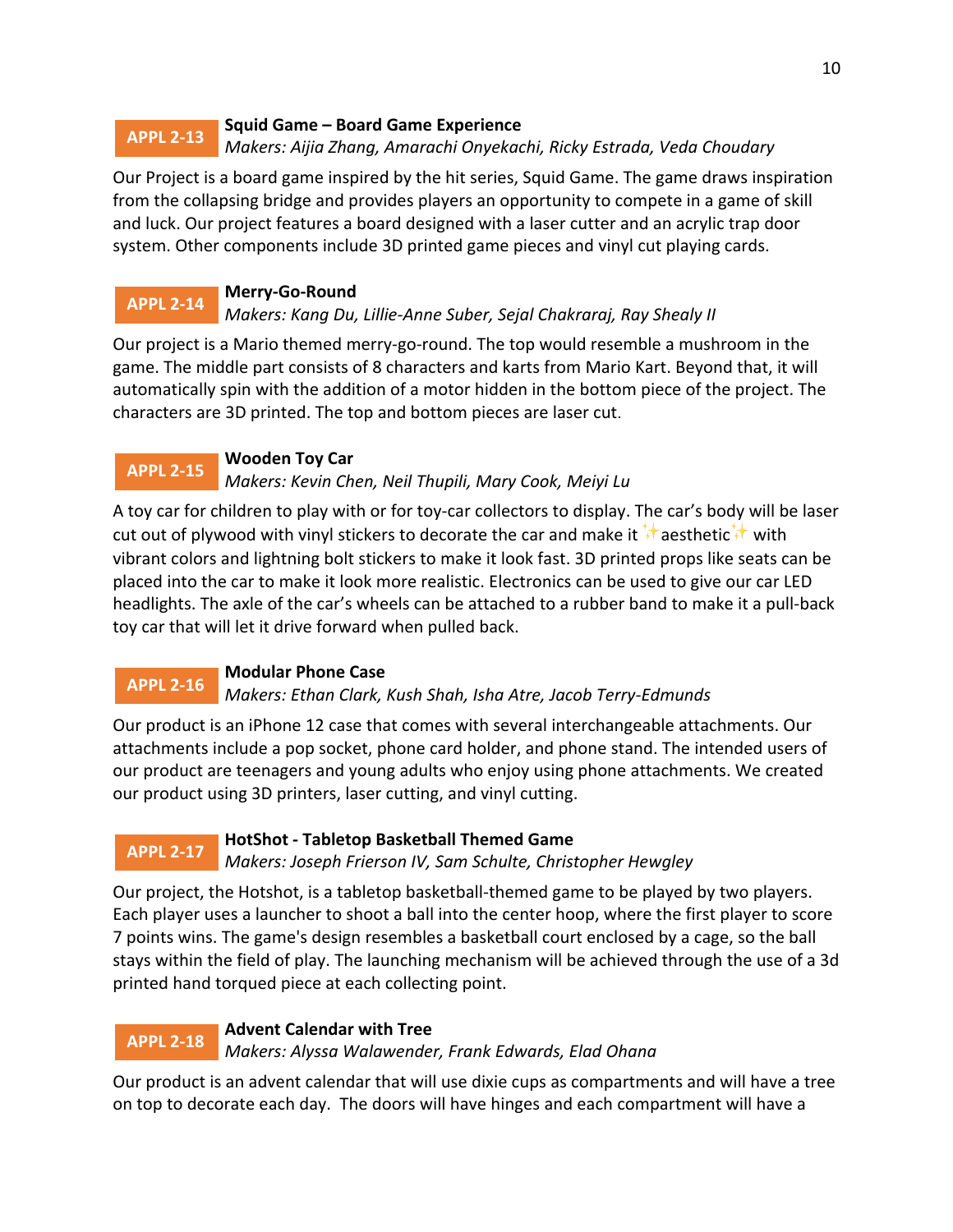**APPL 2-13**

**Squid Game – Board Game Experience**
*Makers: Aijia Zhang, Amarachi Onyekachi, Ricky Estrada, Veda Choudary*

Our Project is a board game inspired by the hit series, Squid Game. The game draws inspiration from the collapsing bridge and provides players an opportunity to compete in a game of skill and luck. Our project features a board designed with a laser cutter and an acrylic trap door system. Other components include 3D printed game pieces and vinyl cut playing cards.

**APPL 2-14**

**Merry-Go-Round**
*Makers: Kang Du, Lillie-Anne Suber, Sejal Chakraraj, Ray Shealy II*

Our project is a Mario themed merry-go-round. The top would resemble a mushroom in the game. The middle part consists of 8 characters and karts from Mario Kart. Beyond that, it will automatically spin with the addition of a motor hidden in the bottom piece of the project. The characters are 3D printed. The top and bottom pieces are laser cut.

**APPL 2-15**

**Wooden Toy Car**
*Makers: Kevin Chen, Neil Thupili, Mary Cook, Meiyi Lu*

A toy car for children to play with or for toy-car collectors to display. The car's body will be laser cut out of plywood with vinyl stickers to decorate the car and make it ✨aesthetic✨ with vibrant colors and lightning bolt stickers to make it look fast. 3D printed props like seats can be placed into the car to make it look more realistic. Electronics can be used to give our car LED headlights. The axle of the car's wheels can be attached to a rubber band to make it a pull-back toy car that will let it drive forward when pulled back.

**APPL 2-16**

**Modular Phone Case**
*Makers: Ethan Clark, Kush Shah, Isha Atre, Jacob Terry-Edmunds*

Our product is an iPhone 12 case that comes with several interchangeable attachments. Our attachments include a pop socket, phone card holder, and phone stand. The intended users of our product are teenagers and young adults who enjoy using phone attachments. We created our product using 3D printers, laser cutting, and vinyl cutting.

**APPL 2-17**

**HotShot - Tabletop Basketball Themed Game**
*Makers: Joseph Frierson IV, Sam Schulte, Christopher Hewgley*

Our project, the Hotshot, is a tabletop basketball-themed game to be played by two players. Each player uses a launcher to shoot a ball into the center hoop, where the first player to score 7 points wins. The game's design resembles a basketball court enclosed by a cage, so the ball stays within the field of play. The launching mechanism will be achieved through the use of a 3d printed hand torqued piece at each collecting point.

**APPL 2-18**

**Advent Calendar with Tree**
*Makers: Alyssa Walawender, Frank Edwards, Elad Ohana*

Our product is an advent calendar that will use dixie cups as compartments and will have a tree on top to decorate each day. The doors will have hinges and each compartment will have a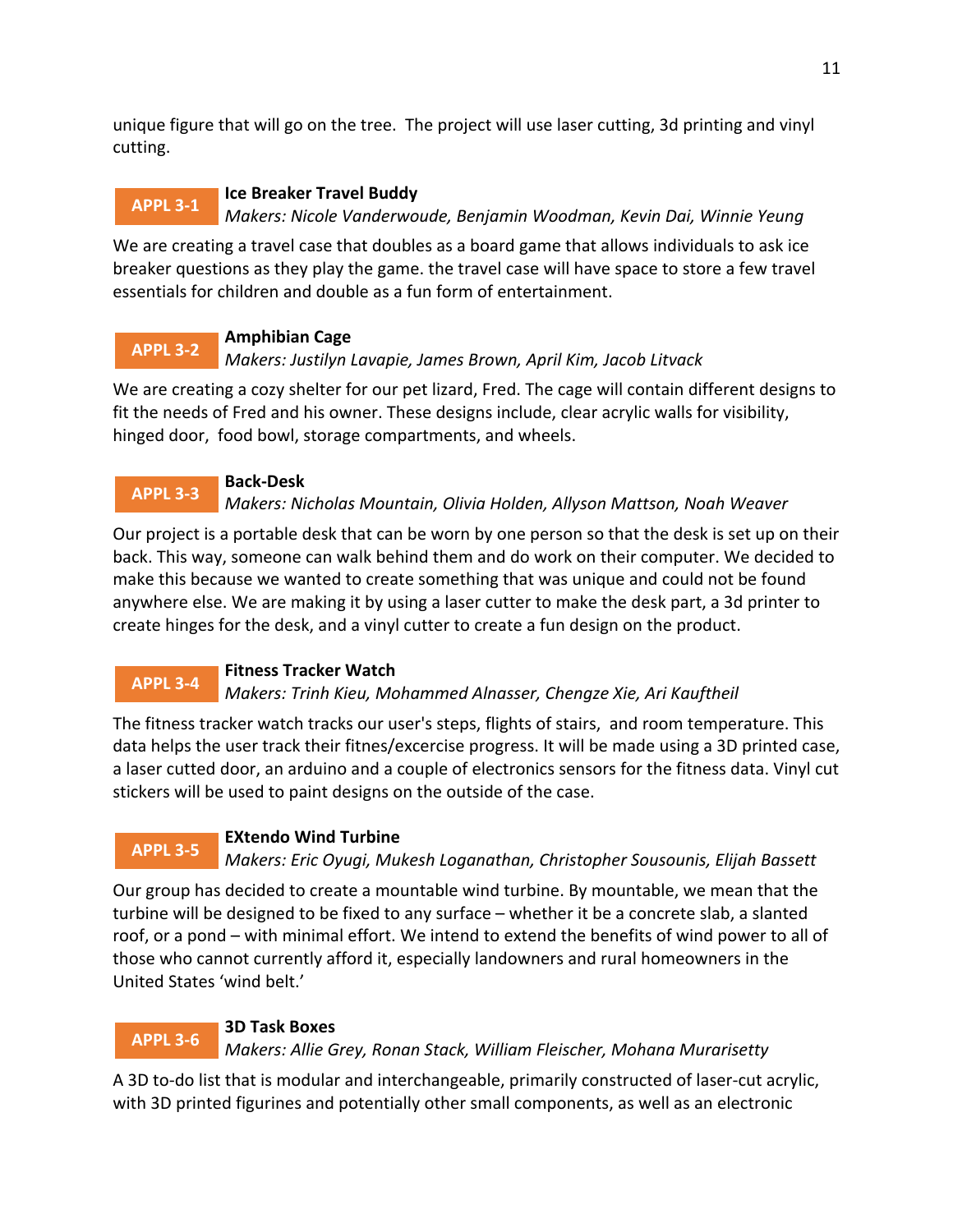unique figure that will go on the tree. The project will use laser cutting, 3d printing and vinyl cutting.

**APPL 3-1** **Ice Breaker Travel Buddy**
*Makers: Nicole Vanderwoude, Benjamin Woodman, Kevin Dai, Winnie Yeung*

We are creating a travel case that doubles as a board game that allows individuals to ask ice breaker questions as they play the game. the travel case will have space to store a few travel essentials for children and double as a fun form of entertainment.

**APPL 3-2** **Amphibian Cage**
*Makers: Justilyn Lavapie, James Brown, April Kim, Jacob Litvack*

We are creating a cozy shelter for our pet lizard, Fred. The cage will contain different designs to fit the needs of Fred and his owner. These designs include, clear acrylic walls for visibility, hinged door, food bowl, storage compartments, and wheels.

**APPL 3-3** **Back-Desk**
*Makers: Nicholas Mountain, Olivia Holden, Allyson Mattson, Noah Weaver*

Our project is a portable desk that can be worn by one person so that the desk is set up on their back. This way, someone can walk behind them and do work on their computer. We decided to make this because we wanted to create something that was unique and could not be found anywhere else. We are making it by using a laser cutter to make the desk part, a 3d printer to create hinges for the desk, and a vinyl cutter to create a fun design on the product.

**APPL 3-4** **Fitness Tracker Watch**
*Makers: Trinh Kieu, Mohammed Alnasser, Chengze Xie, Ari Kauftheil*

The fitness tracker watch tracks our user's steps, flights of stairs, and room temperature. This data helps the user track their fitnes/excercise progress. It will be made using a 3D printed case, a laser cutted door, an arduino and a couple of electronics sensors for the fitness data. Vinyl cut stickers will be used to paint designs on the outside of the case.

**APPL 3-5** **EXtendo Wind Turbine**
*Makers: Eric Oyugi, Mukesh Loganathan, Christopher Sousounis, Elijah Bassett*

Our group has decided to create a mountable wind turbine. By mountable, we mean that the turbine will be designed to be fixed to any surface – whether it be a concrete slab, a slanted roof, or a pond – with minimal effort. We intend to extend the benefits of wind power to all of those who cannot currently afford it, especially landowners and rural homeowners in the United States 'wind belt.'

**APPL 3-6** **3D Task Boxes**
*Makers: Allie Grey, Ronan Stack, William Fleischer, Mohana Murarisetty*

A 3D to-do list that is modular and interchangeable, primarily constructed of laser-cut acrylic, with 3D printed figurines and potentially other small components, as well as an electronic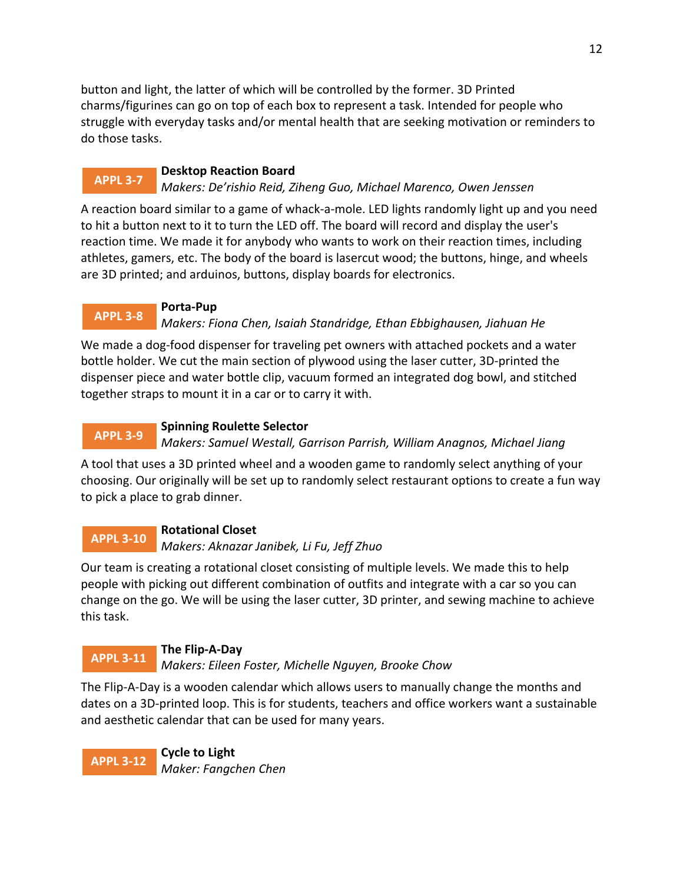button and light, the latter of which will be controlled by the former. 3D Printed charms/figurines can go on top of each box to represent a task. Intended for people who struggle with everyday tasks and/or mental health that are seeking motivation or reminders to do those tasks.

**APPL 3-7** **Desktop Reaction Board**
*Makers: De'rishio Reid, Ziheng Guo, Michael Marenco, Owen Jenssen*

A reaction board similar to a game of whack-a-mole. LED lights randomly light up and you need to hit a button next to it to turn the LED off. The board will record and display the user's reaction time. We made it for anybody who wants to work on their reaction times, including athletes, gamers, etc. The body of the board is lasercut wood; the buttons, hinge, and wheels are 3D printed; and arduinos, buttons, display boards for electronics.

**APPL 3-8** **Porta-Pup**
*Makers: Fiona Chen, Isaiah Standridge, Ethan Ebbighausen, Jiahuan He*

We made a dog-food dispenser for traveling pet owners with attached pockets and a water bottle holder. We cut the main section of plywood using the laser cutter, 3D-printed the dispenser piece and water bottle clip, vacuum formed an integrated dog bowl, and stitched together straps to mount it in a car or to carry it with.

**APPL 3-9** **Spinning Roulette Selector**
*Makers: Samuel Westall, Garrison Parrish, William Anagnos, Michael Jiang*

A tool that uses a 3D printed wheel and a wooden game to randomly select anything of your choosing. Our originally will be set up to randomly select restaurant options to create a fun way to pick a place to grab dinner.

**APPL 3-10** **Rotational Closet**
*Makers: Aknazar Janibek, Li Fu, Jeff Zhuo*

Our team is creating a rotational closet consisting of multiple levels. We made this to help people with picking out different combination of outfits and integrate with a car so you can change on the go. We will be using the laser cutter, 3D printer, and sewing machine to achieve this task.

**APPL 3-11** **The Flip-A-Day**
*Makers: Eileen Foster, Michelle Nguyen, Brooke Chow*

The Flip-A-Day is a wooden calendar which allows users to manually change the months and dates on a 3D-printed loop. This is for students, teachers and office workers want a sustainable and aesthetic calendar that can be used for many years.

**APPL 3-12** **Cycle to Light**
*Maker: Fangchen Chen*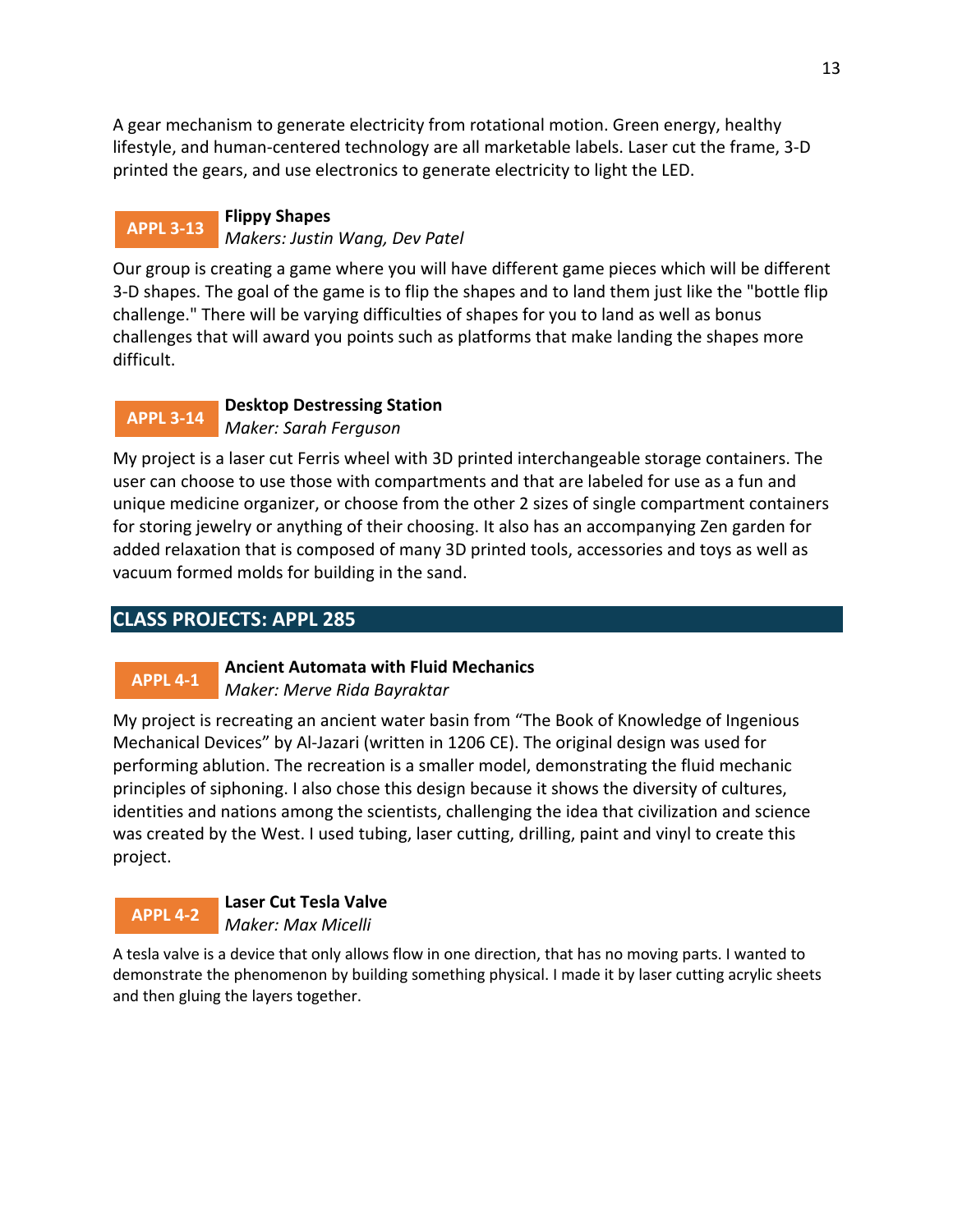A gear mechanism to generate electricity from rotational motion. Green energy, healthy lifestyle, and human-centered technology are all marketable labels. Laser cut the frame, 3-D printed the gears, and use electronics to generate electricity to light the LED.

**APPL 3-13** **Flippy Shapes**
*Makers: Justin Wang, Dev Patel*

Our group is creating a game where you will have different game pieces which will be different 3-D shapes. The goal of the game is to flip the shapes and to land them just like the "bottle flip challenge." There will be varying difficulties of shapes for you to land as well as bonus challenges that will award you points such as platforms that make landing the shapes more difficult.

**APPL 3-14** **Desktop Destressing Station**
*Maker: Sarah Ferguson*

My project is a laser cut Ferris wheel with 3D printed interchangeable storage containers. The user can choose to use those with compartments and that are labeled for use as a fun and unique medicine organizer, or choose from the other 2 sizes of single compartment containers for storing jewelry or anything of their choosing. It also has an accompanying Zen garden for added relaxation that is composed of many 3D printed tools, accessories and toys as well as vacuum formed molds for building in the sand.

## CLASS PROJECTS: APPL 285

**APPL 4-1** **Ancient Automata with Fluid Mechanics**
*Maker: Merve Rida Bayraktar*

My project is recreating an ancient water basin from “The Book of Knowledge of Ingenious Mechanical Devices” by Al-Jazari (written in 1206 CE). The original design was used for performing ablution. The recreation is a smaller model, demonstrating the fluid mechanic principles of siphoning. I also chose this design because it shows the diversity of cultures, identities and nations among the scientists, challenging the idea that civilization and science was created by the West. I used tubing, laser cutting, drilling, paint and vinyl to create this project.

**APPL 4-2** **Laser Cut Tesla Valve**
*Maker: Max Micelli*

A tesla valve is a device that only allows flow in one direction, that has no moving parts. I wanted to demonstrate the phenomenon by building something physical. I made it by laser cutting acrylic sheets and then gluing the layers together.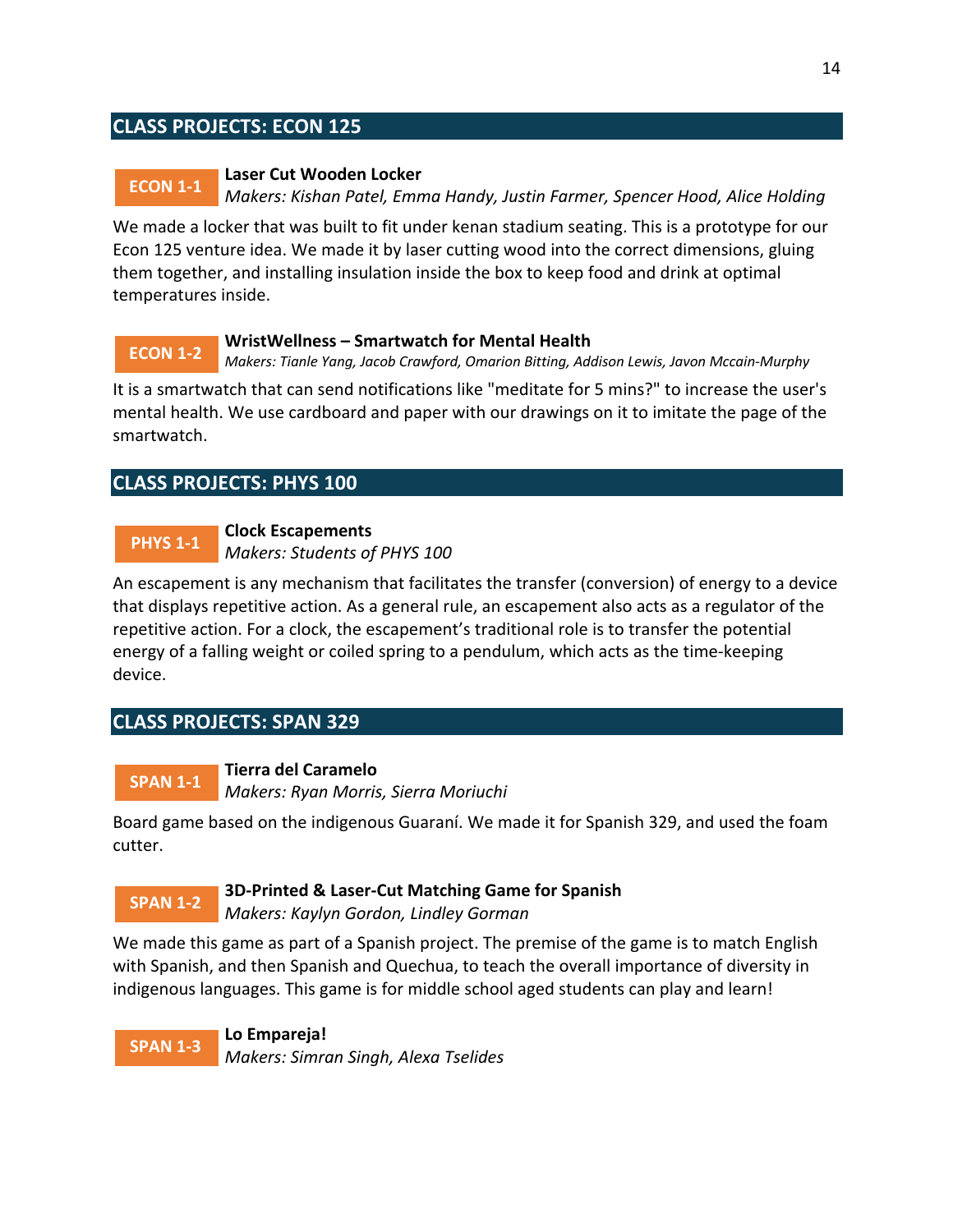## CLASS PROJECTS: ECON 125

**ECON 1-1** **Laser Cut Wooden Locker**
*Makers: Kishan Patel, Emma Handy, Justin Farmer, Spencer Hood, Alice Holding*

We made a locker that was built to fit under kenan stadium seating. This is a prototype for our Econ 125 venture idea. We made it by laser cutting wood into the correct dimensions, gluing them together, and installing insulation inside the box to keep food and drink at optimal temperatures inside.

**ECON 1-2** **WristWellness – Smartwatch for Mental Health**
*Makers: Tianle Yang, Jacob Crawford, Omarion Bitting, Addison Lewis, Javon Mccain-Murphy*

It is a smartwatch that can send notifications like "meditate for 5 mins?" to increase the user's mental health. We use cardboard and paper with our drawings on it to imitate the page of the smartwatch.

## CLASS PROJECTS: PHYS 100

**PHYS 1-1** **Clock Escapements**
*Makers: Students of PHYS 100*

An escapement is any mechanism that facilitates the transfer (conversion) of energy to a device that displays repetitive action. As a general rule, an escapement also acts as a regulator of the repetitive action. For a clock, the escapement's traditional role is to transfer the potential energy of a falling weight or coiled spring to a pendulum, which acts as the time-keeping device.

## CLASS PROJECTS: SPAN 329

**SPAN 1-1** **Tierra del Caramelo**
*Makers: Ryan Morris, Sierra Moriuchi*

Board game based on the indigenous Guaraní. We made it for Spanish 329, and used the foam cutter.

**SPAN 1-2** **3D-Printed & Laser-Cut Matching Game for Spanish**
*Makers: Kaylyn Gordon, Lindley Gorman*

We made this game as part of a Spanish project. The premise of the game is to match English with Spanish, and then Spanish and Quechua, to teach the overall importance of diversity in indigenous languages. This game is for middle school aged students can play and learn!

**SPAN 1-3** **Lo Empareja!**
*Makers: Simran Singh, Alexa Tselides*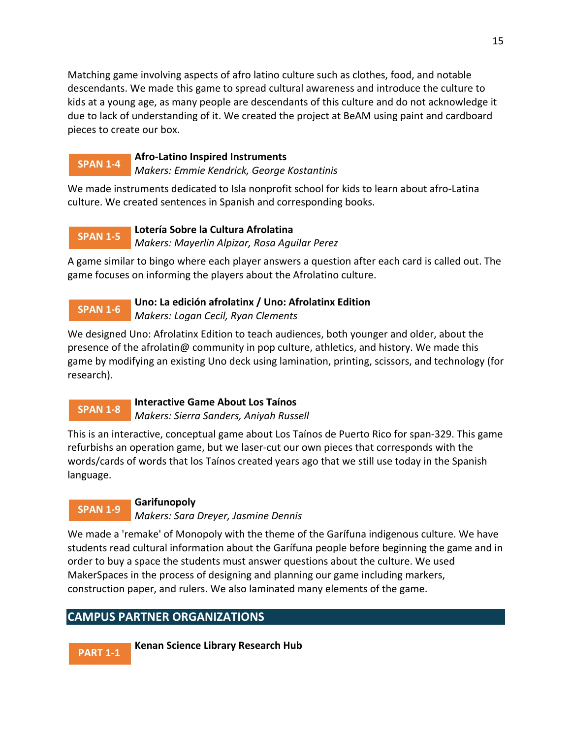Matching game involving aspects of afro latino culture such as clothes, food, and notable descendants. We made this game to spread cultural awareness and introduce the culture to kids at a young age, as many people are descendants of this culture and do not acknowledge it due to lack of understanding of it. We created the project at BeAM using paint and cardboard pieces to create our box.

**SPAN 1-4**

**Afro-Latino Inspired Instruments**
*Makers: Emmie Kendrick, George Kostantinis*

We made instruments dedicated to Isla nonprofit school for kids to learn about afro-Latina culture. We created sentences in Spanish and corresponding books.

**SPAN 1-5**

**Lotería Sobre la Cultura Afrolatina**
*Makers: Mayerlin Alpizar, Rosa Aguilar Perez*

A game similar to bingo where each player answers a question after each card is called out. The game focuses on informing the players about the Afrolatino culture.

**SPAN 1-6**

**Uno: La edición afrolatinx / Uno: Afrolatinx Edition**
*Makers: Logan Cecil, Ryan Clements*

We designed Uno: Afrolatinx Edition to teach audiences, both younger and older, about the presence of the afrolatin@ community in pop culture, athletics, and history. We made this game by modifying an existing Uno deck using lamination, printing, scissors, and technology (for research).

**SPAN 1-8**

**Interactive Game About Los Taínos**
*Makers: Sierra Sanders, Aniyah Russell*

This is an interactive, conceptual game about Los Taínos de Puerto Rico for span-329. This game refurbishs an operation game, but we laser-cut our own pieces that corresponds with the words/cards of words that los Taínos created years ago that we still use today in the Spanish language.

**SPAN 1-9**

**Garifunopoly**
*Makers: Sara Dreyer, Jasmine Dennis*

We made a 'remake' of Monopoly with the theme of the Garífuna indigenous culture. We have students read cultural information about the Garífuna people before beginning the game and in order to buy a space the students must answer questions about the culture. We used MakerSpaces in the process of designing and planning our game including markers, construction paper, and rulers. We also laminated many elements of the game.

## CAMPUS PARTNER ORGANIZATIONS

**PART 1-1**

**Kenan Science Library Research Hub**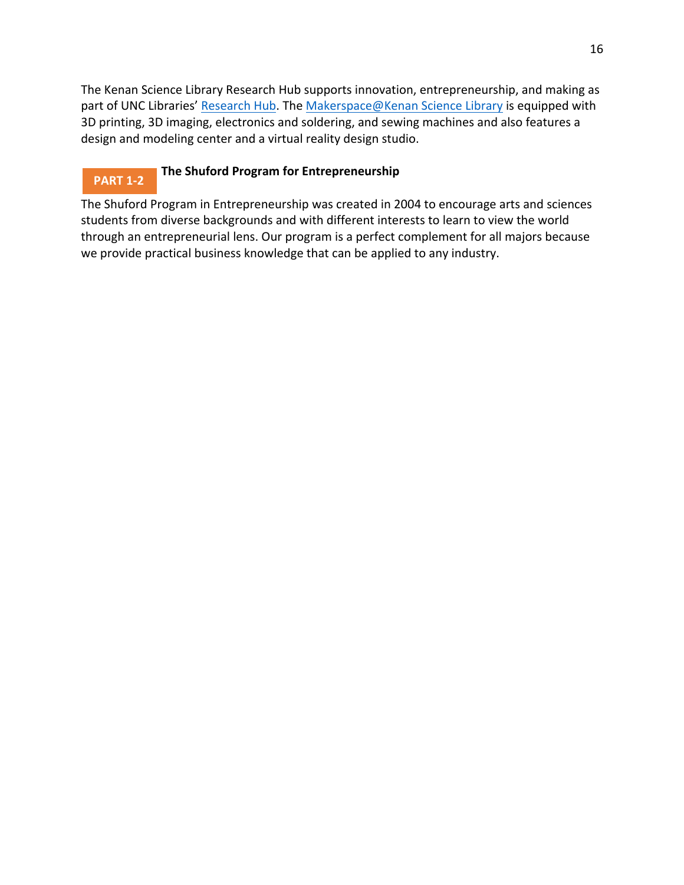The Kenan Science Library Research Hub supports innovation, entrepreneurship, and making as part of UNC Libraries' [Research Hub](). The [Makerspace@Kenan Science Library]() is equipped with 3D printing, 3D imaging, electronics and soldering, and sewing machines and also features a design and modeling center and a virtual reality design studio.

**PART 1-2**

## The Shuford Program for Entrepreneurship

The Shuford Program in Entrepreneurship was created in 2004 to encourage arts and sciences students from diverse backgrounds and with different interests to learn to view the world through an entrepreneurial lens. Our program is a perfect complement for all majors because we provide practical business knowledge that can be applied to any industry.